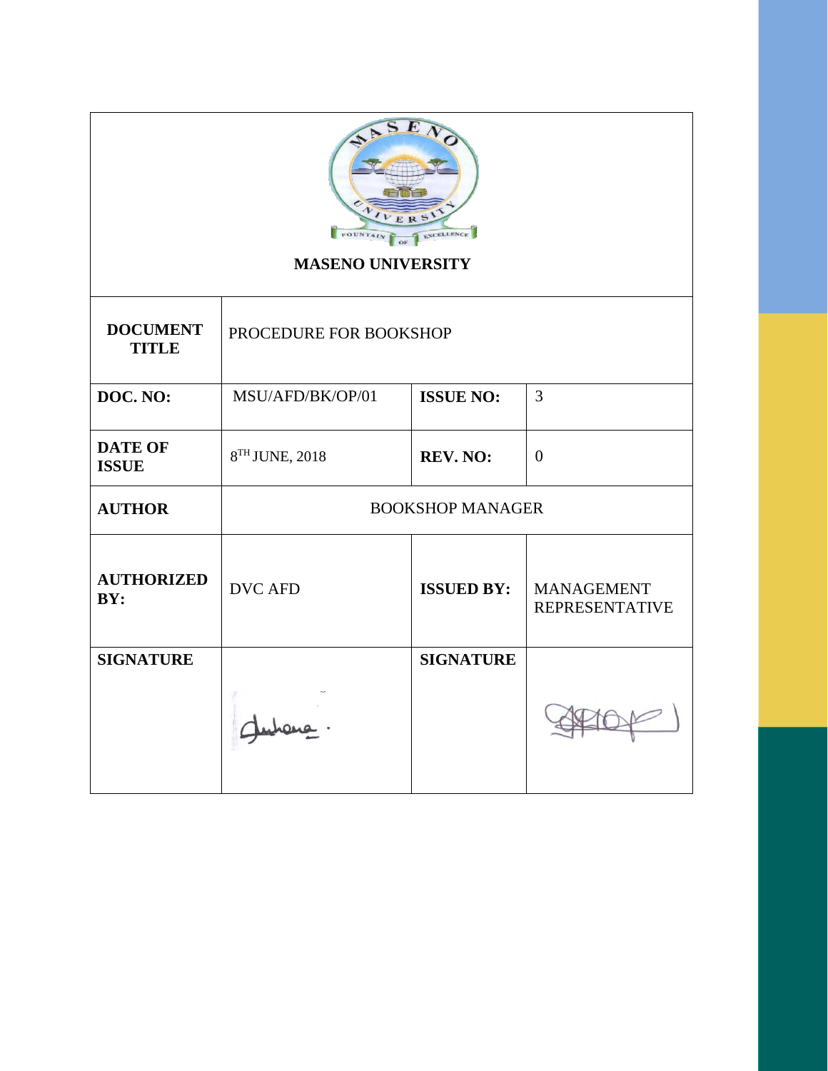**MASENO UNIVERSITY**

| **DOCUMENT TITLE** | PROCEDURE FOR BOOKSHOP | | |
|---|---|---|---|
| **DOC. NO:** | MSU/AFD/BK/OP/01 | **ISSUE NO:** | 3 |
| **DATE OF ISSUE** | 8TH JUNE, 2018 | **REV. NO:** | 0 |
| **AUTHOR** | BOOKSHOP MANAGER | | |
| **AUTHORIZED BY:** | DVC AFD | **ISSUED BY:** | MANAGEMENT REPRESENTATIVE |
| **SIGNATURE** | | **SIGNATURE** | |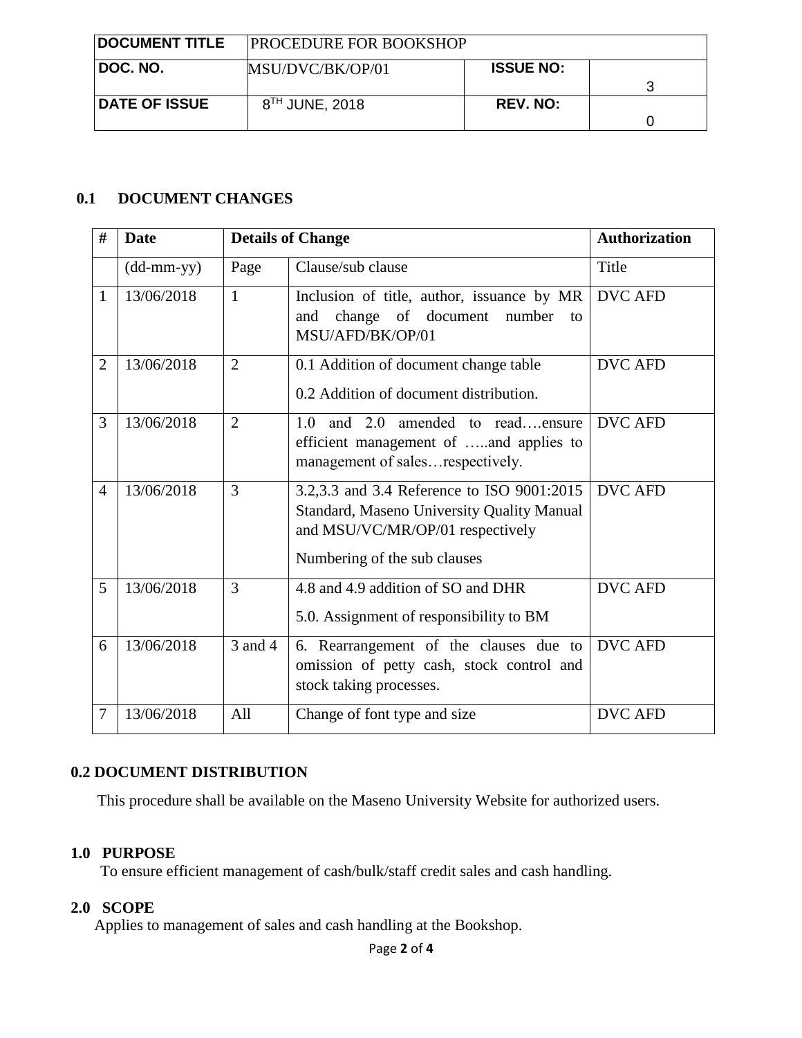| DOCUMENT TITLE | PROCEDURE FOR BOOKSHOP | | |
|---|---|---|---|
| DOC. NO. | MSU/DVC/BK/OP/01 | ISSUE NO: | 3 |
| DATE OF ISSUE | 8TH JUNE, 2018 | REV. NO: | 0 |

## 0.1 DOCUMENT CHANGES

| # | Date | Details of Change | | Authorization |
|---|---|---|---|---|
| | (dd-mm-yy) | Page | Clause/sub clause | Title |
| 1 | 13/06/2018 | 1 | Inclusion of title, author, issuance by MR and change of document number to MSU/AFD/BK/OP/01 | DVC AFD |
| 2 | 13/06/2018 | 2 | 0.1 Addition of document change table<br>0.2 Addition of document distribution. | DVC AFD |
| 3 | 13/06/2018 | 2 | 1.0 and 2.0 amended to read….ensure efficient management of …..and applies to management of sales…respectively. | DVC AFD |
| 4 | 13/06/2018 | 3 | 3.2,3.3 and 3.4 Reference to ISO 9001:2015 Standard, Maseno University Quality Manual and MSU/VC/MR/OP/01 respectively<br>Numbering of the sub clauses | DVC AFD |
| 5 | 13/06/2018 | 3 | 4.8 and 4.9 addition of SO and DHR<br>5.0. Assignment of responsibility to BM | DVC AFD |
| 6 | 13/06/2018 | 3 and 4 | 6. Rearrangement of the clauses due to omission of petty cash, stock control and stock taking processes. | DVC AFD |
| 7 | 13/06/2018 | All | Change of font type and size | DVC AFD |

## 0.2 DOCUMENT DISTRIBUTION

This procedure shall be available on the Maseno University Website for authorized users.

## 1.0 PURPOSE

To ensure efficient management of cash/bulk/staff credit sales and cash handling.

## 2.0 SCOPE

Applies to management of sales and cash handling at the Bookshop.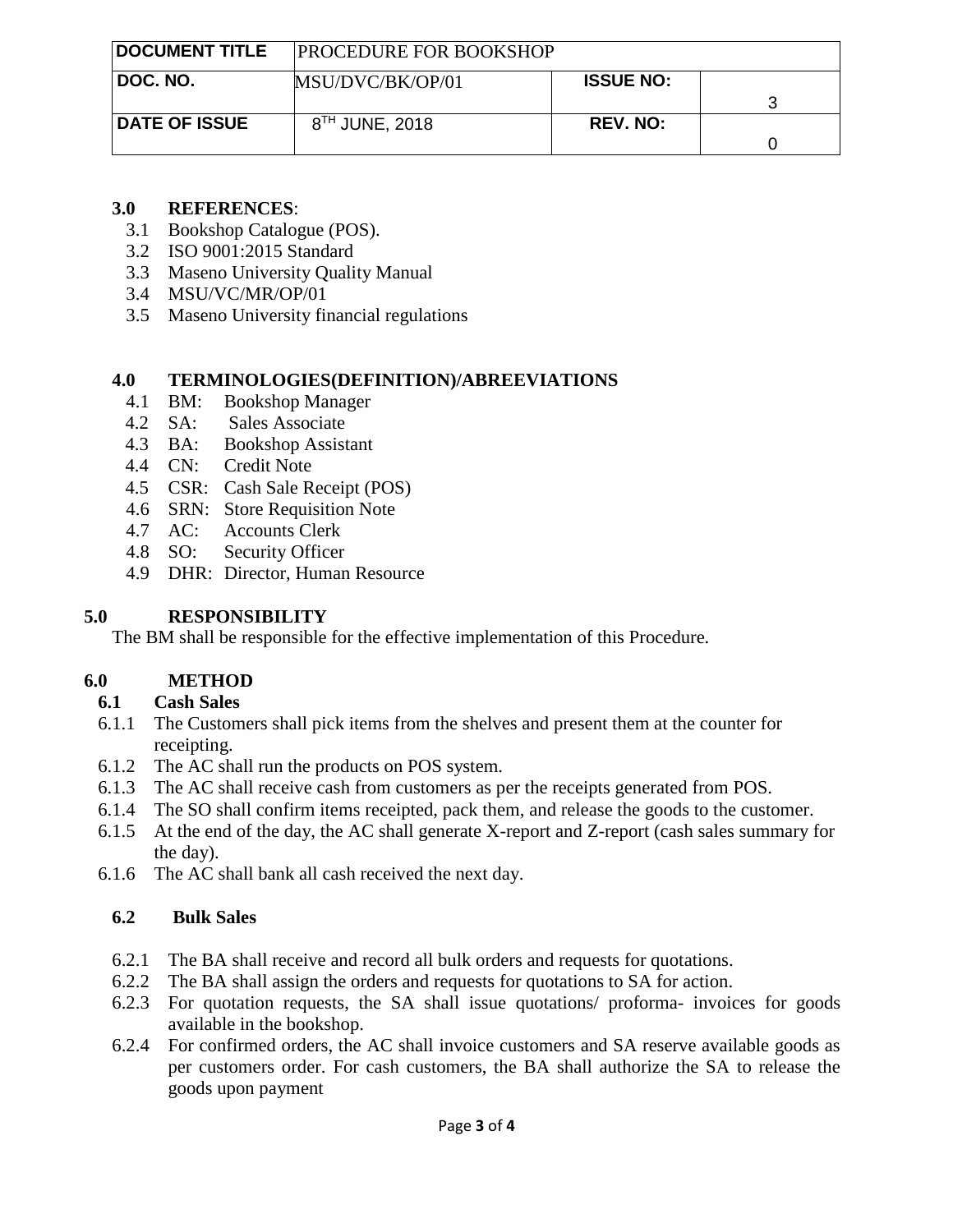| DOCUMENT TITLE | PROCEDURE FOR BOOKSHOP | | |
|---|---|---|---|
| DOC. NO. | MSU/DVC/BK/OP/01 | ISSUE NO: | 3 |
| DATE OF ISSUE | 8$^{TH}$ JUNE, 2018 | REV. NO: | 0 |

## 3.0 REFERENCES:

3.1 Bookshop Catalogue (POS).
3.2 ISO 9001:2015 Standard
3.3 Maseno University Quality Manual
3.4 MSU/VC/MR/OP/01
3.5 Maseno University financial regulations

## 4.0 TERMINOLOGIES(DEFINITION)/ABREEVIATIONS

4.1 BM: Bookshop Manager
4.2 SA: Sales Associate
4.3 BA: Bookshop Assistant
4.4 CN: Credit Note
4.5 CSR: Cash Sale Receipt (POS)
4.6 SRN: Store Requisition Note
4.7 AC: Accounts Clerk
4.8 SO: Security Officer
4.9 DHR: Director, Human Resource

## 5.0 RESPONSIBILITY

The BM shall be responsible for the effective implementation of this Procedure.

## 6.0 METHOD

### 6.1 Cash Sales

6.1.1 The Customers shall pick items from the shelves and present them at the counter for receipting.
6.1.2 The AC shall run the products on POS system.
6.1.3 The AC shall receive cash from customers as per the receipts generated from POS.
6.1.4 The SO shall confirm items receipted, pack them, and release the goods to the customer.
6.1.5 At the end of the day, the AC shall generate X-report and Z-report (cash sales summary for the day).
6.1.6 The AC shall bank all cash received the next day.

### 6.2 Bulk Sales

6.2.1 The BA shall receive and record all bulk orders and requests for quotations.
6.2.2 The BA shall assign the orders and requests for quotations to SA for action.
6.2.3 For quotation requests, the SA shall issue quotations/ proforma- invoices for goods available in the bookshop.
6.2.4 For confirmed orders, the AC shall invoice customers and SA reserve available goods as per customers order. For cash customers, the BA shall authorize the SA to release the goods upon payment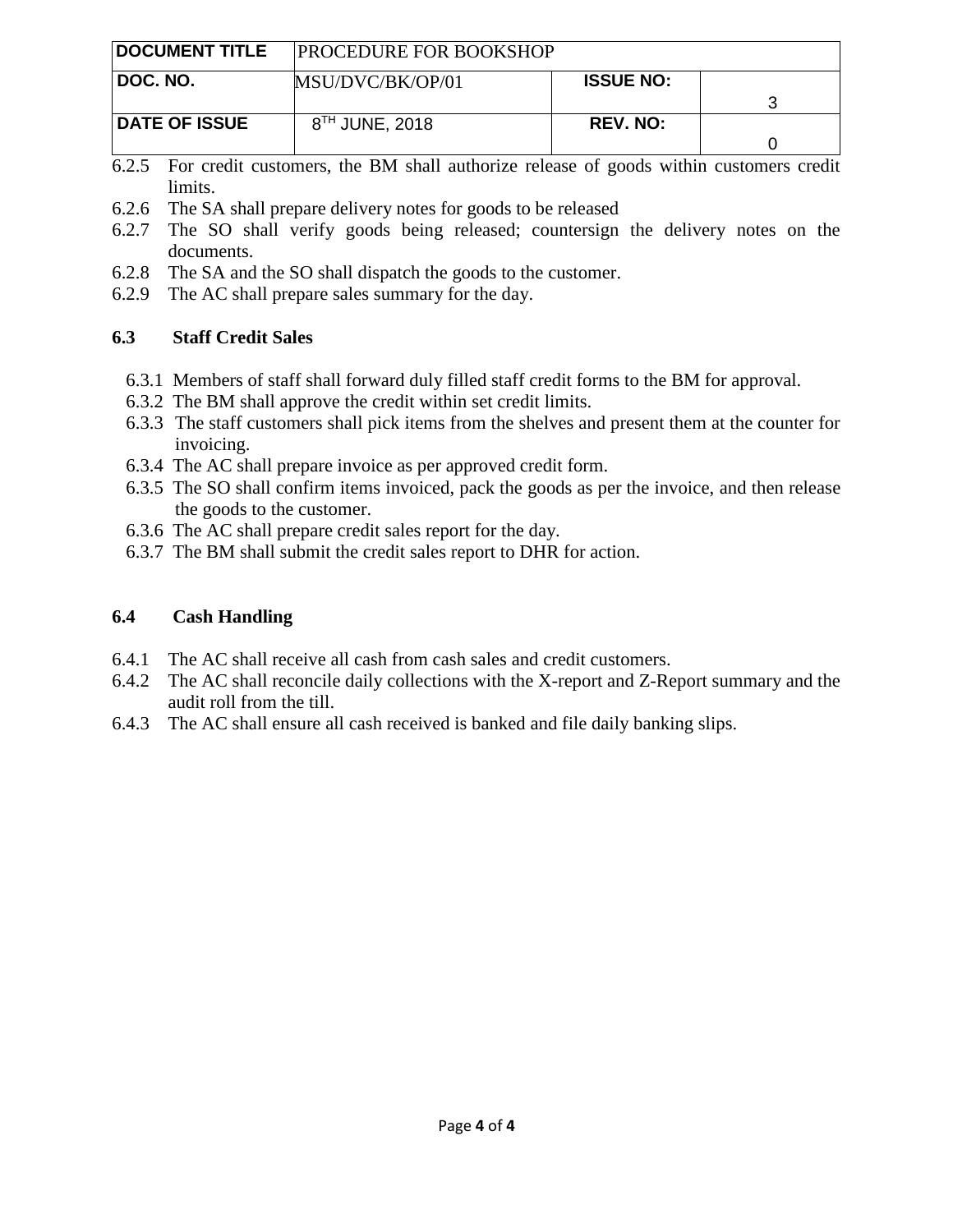6.2.5 For credit customers, the BM shall authorize release of goods within customers credit limits.

6.2.6 The SA shall prepare delivery notes for goods to be released

6.2.7 The SO shall verify goods being released; countersign the delivery notes on the documents.

6.2.8 The SA and the SO shall dispatch the goods to the customer.

6.2.9 The AC shall prepare sales summary for the day.

### 6.3 Staff Credit Sales

6.3.1 Members of staff shall forward duly filled staff credit forms to the BM for approval.

6.3.2 The BM shall approve the credit within set credit limits.

6.3.3 The staff customers shall pick items from the shelves and present them at the counter for invoicing.

6.3.4 The AC shall prepare invoice as per approved credit form.

6.3.5 The SO shall confirm items invoiced, pack the goods as per the invoice, and then release the goods to the customer.

6.3.6 The AC shall prepare credit sales report for the day.

6.3.7 The BM shall submit the credit sales report to DHR for action.

### 6.4 Cash Handling

6.4.1 The AC shall receive all cash from cash sales and credit customers.

6.4.2 The AC shall reconcile daily collections with the X-report and Z-Report summary and the audit roll from the till.

6.4.3 The AC shall ensure all cash received is banked and file daily banking slips.